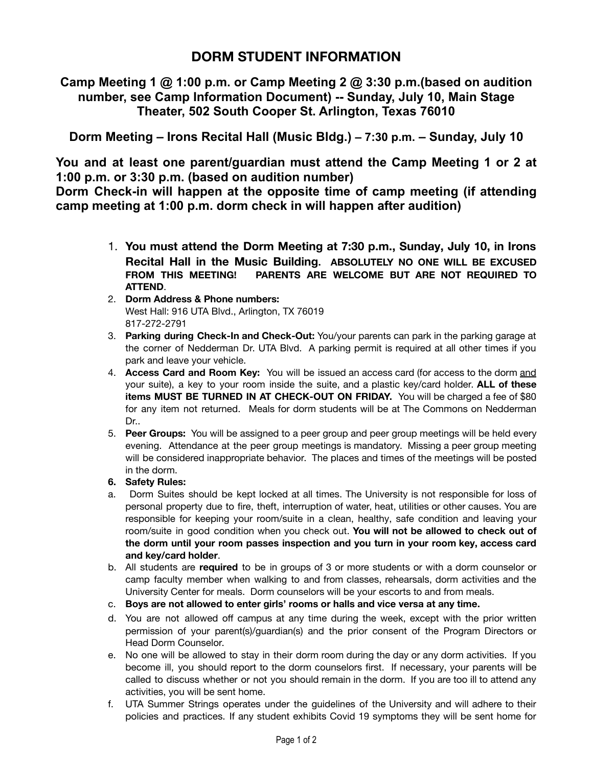# DORM STUDENT INFORMATION

## Camp Meeting 1 @ 1:00 p.m. or Camp Meeting 2 @ 3:30 p.m.(based on audition number, see Camp Information Document) -- Sunday, July 10, Main Stage Theater, 502 South Cooper St. Arlington, Texas 76010

## Dorm Meeting – Irons Recital Hall (Music Bldg.) – 7:30 p.m. – Sunday, July 10

**You and at least one parent/guardian must attend the Camp Meeting 1 or 2 at 1:00 p.m. or 3:30 p.m. (based on audition number)**
**Dorm Check-in will happen at the opposite time of camp meeting (if attending camp meeting at 1:00 p.m. dorm check in will happen after audition)**

1. **You must attend the Dorm Meeting at 7:30 p.m., Sunday, July 10, in Irons Recital Hall in the Music Building. ABSOLUTELY NO ONE WILL BE EXCUSED FROM THIS MEETING! PARENTS ARE WELCOME BUT ARE NOT REQUIRED TO ATTEND.**
2. **Dorm Address & Phone numbers:**
   West Hall: 916 UTA Blvd., Arlington, TX 76019
   817-272-2791
3. **Parking during Check-In and Check-Out:** You/your parents can park in the parking garage at the corner of Nedderman Dr. UTA Blvd. A parking permit is required at all other times if you park and leave your vehicle.
4. **Access Card and Room Key:** You will be issued an access card (for access to the dorm and your suite), a key to your room inside the suite, and a plastic key/card holder. **ALL of these items MUST BE TURNED IN AT CHECK-OUT ON FRIDAY.** You will be charged a fee of $80 for any item not returned. Meals for dorm students will be at The Commons on Nedderman Dr..
5. **Peer Groups:** You will be assigned to a peer group and peer group meetings will be held every evening. Attendance at the peer group meetings is mandatory. Missing a peer group meeting will be considered inappropriate behavior. The places and times of the meetings will be posted in the dorm.
6. **Safety Rules:**

a. Dorm Suites should be kept locked at all times. The University is not responsible for loss of personal property due to fire, theft, interruption of water, heat, utilities or other causes. You are responsible for keeping your room/suite in a clean, healthy, safe condition and leaving your room/suite in good condition when you check out. **You will not be allowed to check out of the dorm until your room passes inspection and you turn in your room key, access card and key/card holder**.

b. All students are **required** to be in groups of 3 or more students or with a dorm counselor or camp faculty member when walking to and from classes, rehearsals, dorm activities and the University Center for meals. Dorm counselors will be your escorts to and from meals.

c. **Boys are not allowed to enter girls' rooms or halls and vice versa at any time.**

d. You are not allowed off campus at any time during the week, except with the prior written permission of your parent(s)/guardian(s) and the prior consent of the Program Directors or Head Dorm Counselor.

e. No one will be allowed to stay in their dorm room during the day or any dorm activities. If you become ill, you should report to the dorm counselors first. If necessary, your parents will be called to discuss whether or not you should remain in the dorm. If you are too ill to attend any activities, you will be sent home.

f. UTA Summer Strings operates under the guidelines of the University and will adhere to their policies and practices. If any student exhibits Covid 19 symptoms they will be sent home for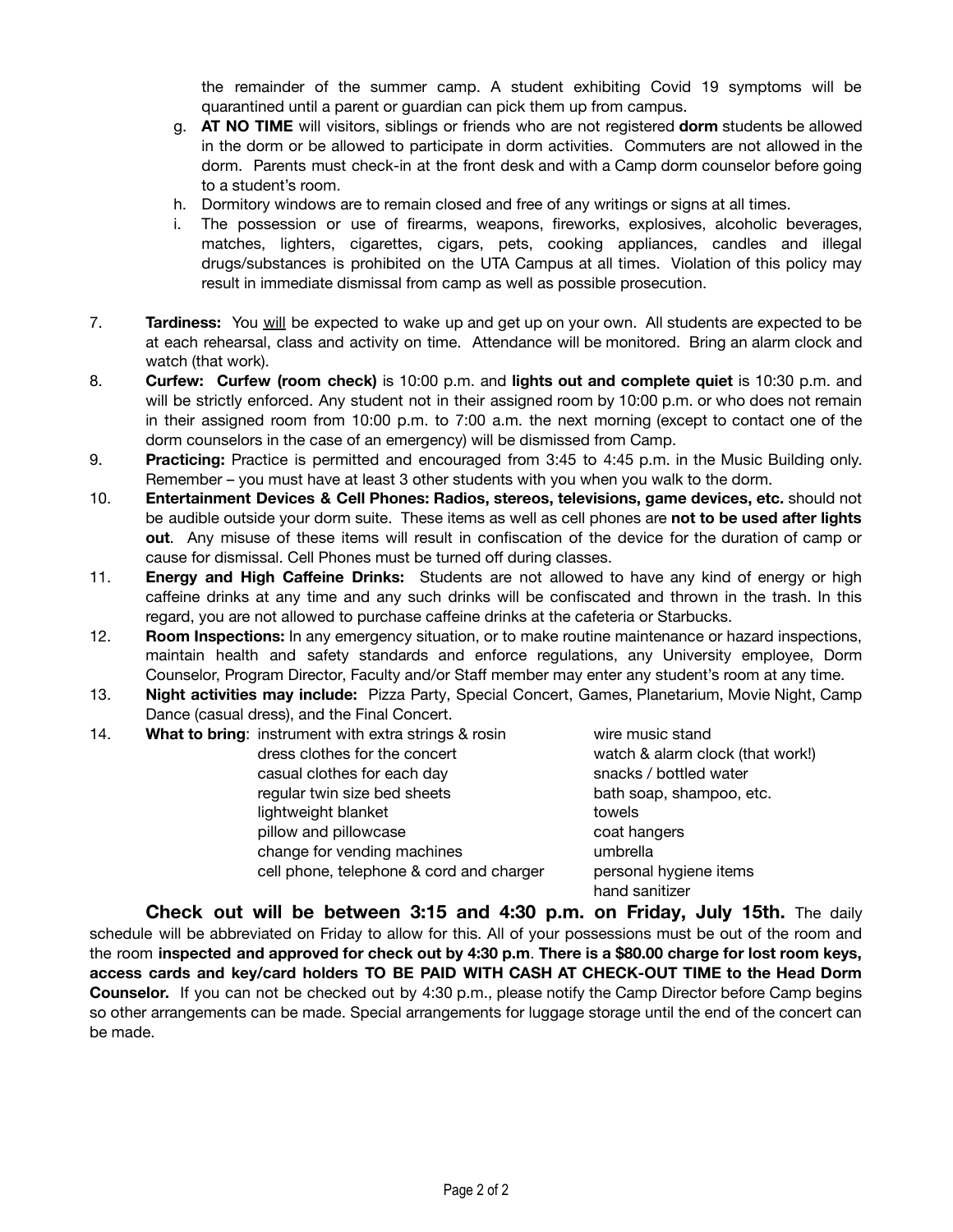the remainder of the summer camp. A student exhibiting Covid 19 symptoms will be quarantined until a parent or guardian can pick them up from campus.

g. **AT NO TIME** will visitors, siblings or friends who are not registered **dorm** students be allowed in the dorm or be allowed to participate in dorm activities. Commuters are not allowed in the dorm. Parents must check-in at the front desk and with a Camp dorm counselor before going to a student's room.

h. Dormitory windows are to remain closed and free of any writings or signs at all times.

i. The possession or use of firearms, weapons, fireworks, explosives, alcoholic beverages, matches, lighters, cigarettes, cigars, pets, cooking appliances, candles and illegal drugs/substances is prohibited on the UTA Campus at all times. Violation of this policy may result in immediate dismissal from camp as well as possible prosecution.

7. **Tardiness:** You <u>will</u> be expected to wake up and get up on your own. All students are expected to be at each rehearsal, class and activity on time. Attendance will be monitored. Bring an alarm clock and watch (that work).
8. **Curfew: Curfew (room check)** is 10:00 p.m. and **lights out and complete quiet** is 10:30 p.m. and will be strictly enforced. Any student not in their assigned room by 10:00 p.m. or who does not remain in their assigned room from 10:00 p.m. to 7:00 a.m. the next morning (except to contact one of the dorm counselors in the case of an emergency) will be dismissed from Camp.
9. **Practicing:** Practice is permitted and encouraged from 3:45 to 4:45 p.m. in the Music Building only. Remember – you must have at least 3 other students with you when you walk to the dorm.
10. **Entertainment Devices & Cell Phones: Radios, stereos, televisions, game devices, etc.** should not be audible outside your dorm suite. These items as well as cell phones are **not to be used after lights out**. Any misuse of these items will result in confiscation of the device for the duration of camp or cause for dismissal. Cell Phones must be turned off during classes.
11. **Energy and High Caffeine Drinks:** Students are not allowed to have any kind of energy or high caffeine drinks at any time and any such drinks will be confiscated and thrown in the trash. In this regard, you are not allowed to purchase caffeine drinks at the cafeteria or Starbucks.
12. **Room Inspections:** In any emergency situation, or to make routine maintenance or hazard inspections, maintain health and safety standards and enforce regulations, any University employee, Dorm Counselor, Program Director, Faculty and/or Staff member may enter any student's room at any time.
13. **Night activities may include:** Pizza Party, Special Concert, Games, Planetarium, Movie Night, Camp Dance (casual dress), and the Final Concert.
14. **What to bring**:
    - instrument with extra strings & rosin
    - dress clothes for the concert
    - casual clothes for each day
    - regular twin size bed sheets
    - lightweight blanket
    - pillow and pillowcase
    - change for vending machines
    - cell phone, telephone & cord and charger
    - wire music stand
    - watch & alarm clock (that work!)
    - snacks / bottled water
    - bath soap, shampoo, etc.
    - towels
    - coat hangers
    - umbrella
    - personal hygiene items
    - hand sanitizer

**Check out will be between 3:15 and 4:30 p.m. on Friday, July 15th.** The daily schedule will be abbreviated on Friday to allow for this. All of your possessions must be out of the room and the room **inspected and approved for check out by 4:30 p.m**. **There is a $80.00 charge for lost room keys, access cards and key/card holders TO BE PAID WITH CASH AT CHECK-OUT TIME to the Head Dorm Counselor.** If you can not be checked out by 4:30 p.m., please notify the Camp Director before Camp begins so other arrangements can be made. Special arrangements for luggage storage until the end of the concert can be made.